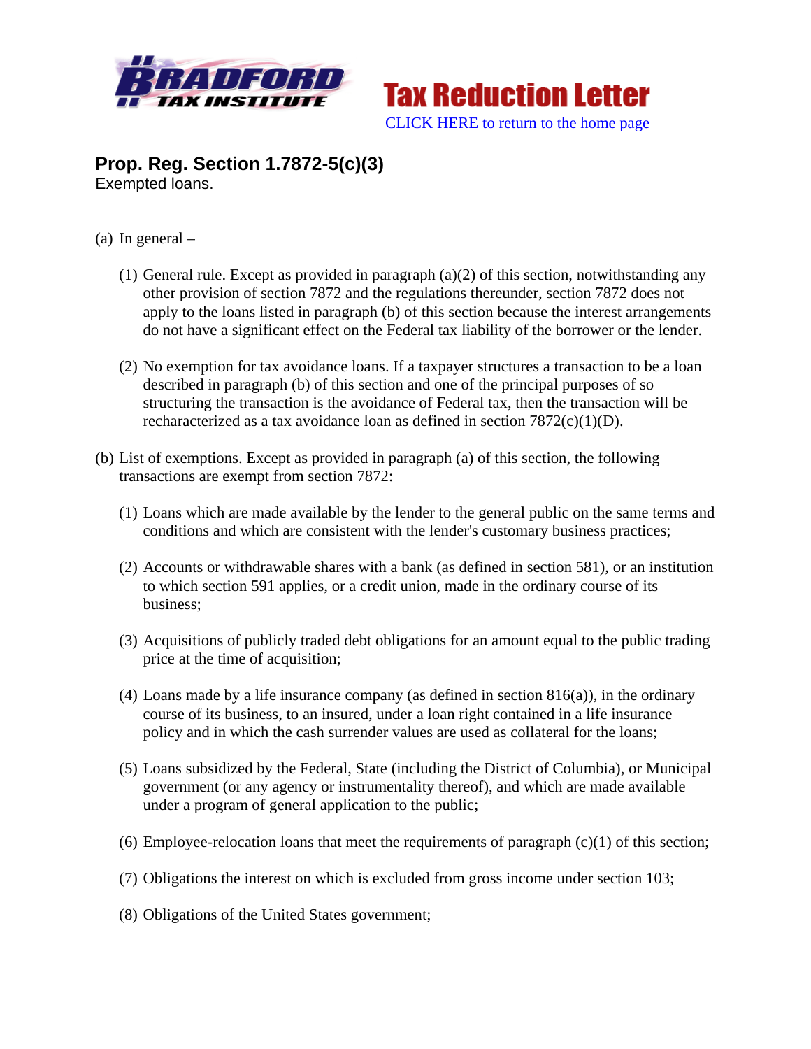Tax Reduction Letter

CLICK HERE to return to the home page

## Prop. Reg. Section 1.7872-5(c)(3)

Exempted loans.

(a) In general –

(1) General rule. Except as provided in paragraph (a)(2) of this section, notwithstanding any other provision of section 7872 and the regulations thereunder, section 7872 does not apply to the loans listed in paragraph (b) of this section because the interest arrangements do not have a significant effect on the Federal tax liability of the borrower or the lender.

(2) No exemption for tax avoidance loans. If a taxpayer structures a transaction to be a loan described in paragraph (b) of this section and one of the principal purposes of so structuring the transaction is the avoidance of Federal tax, then the transaction will be recharacterized as a tax avoidance loan as defined in section 7872(c)(1)(D).

(b) List of exemptions. Except as provided in paragraph (a) of this section, the following transactions are exempt from section 7872:

(1) Loans which are made available by the lender to the general public on the same terms and conditions and which are consistent with the lender's customary business practices;

(2) Accounts or withdrawable shares with a bank (as defined in section 581), or an institution to which section 591 applies, or a credit union, made in the ordinary course of its business;

(3) Acquisitions of publicly traded debt obligations for an amount equal to the public trading price at the time of acquisition;

(4) Loans made by a life insurance company (as defined in section 816(a)), in the ordinary course of its business, to an insured, under a loan right contained in a life insurance policy and in which the cash surrender values are used as collateral for the loans;

(5) Loans subsidized by the Federal, State (including the District of Columbia), or Municipal government (or any agency or instrumentality thereof), and which are made available under a program of general application to the public;

(6) Employee-relocation loans that meet the requirements of paragraph (c)(1) of this section;

(7) Obligations the interest on which is excluded from gross income under section 103;

(8) Obligations of the United States government;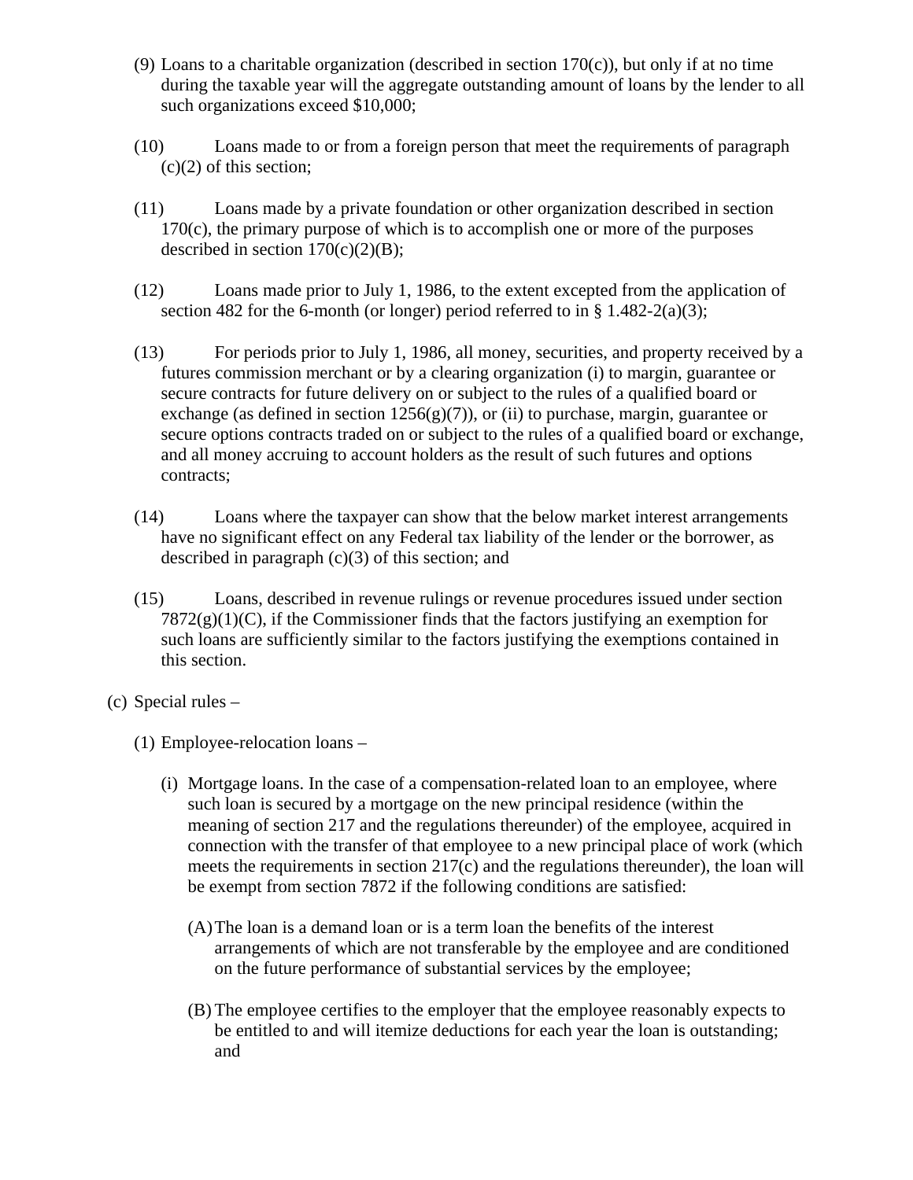(9) Loans to a charitable organization (described in section 170(c)), but only if at no time during the taxable year will the aggregate outstanding amount of loans by the lender to all such organizations exceed $10,000;

(10) Loans made to or from a foreign person that meet the requirements of paragraph (c)(2) of this section;

(11) Loans made by a private foundation or other organization described in section 170(c), the primary purpose of which is to accomplish one or more of the purposes described in section 170(c)(2)(B);

(12) Loans made prior to July 1, 1986, to the extent excepted from the application of section 482 for the 6-month (or longer) period referred to in § 1.482-2(a)(3);

(13) For periods prior to July 1, 1986, all money, securities, and property received by a futures commission merchant or by a clearing organization (i) to margin, guarantee or secure contracts for future delivery on or subject to the rules of a qualified board or exchange (as defined in section 1256(g)(7)), or (ii) to purchase, margin, guarantee or secure options contracts traded on or subject to the rules of a qualified board or exchange, and all money accruing to account holders as the result of such futures and options contracts;

(14) Loans where the taxpayer can show that the below market interest arrangements have no significant effect on any Federal tax liability of the lender or the borrower, as described in paragraph (c)(3) of this section; and

(15) Loans, described in revenue rulings or revenue procedures issued under section 7872(g)(1)(C), if the Commissioner finds that the factors justifying an exemption for such loans are sufficiently similar to the factors justifying the exemptions contained in this section.

(c) Special rules –

(1) Employee-relocation loans –

(i) Mortgage loans. In the case of a compensation-related loan to an employee, where such loan is secured by a mortgage on the new principal residence (within the meaning of section 217 and the regulations thereunder) of the employee, acquired in connection with the transfer of that employee to a new principal place of work (which meets the requirements in section 217(c) and the regulations thereunder), the loan will be exempt from section 7872 if the following conditions are satisfied:

(A) The loan is a demand loan or is a term loan the benefits of the interest arrangements of which are not transferable by the employee and are conditioned on the future performance of substantial services by the employee;

(B) The employee certifies to the employer that the employee reasonably expects to be entitled to and will itemize deductions for each year the loan is outstanding; and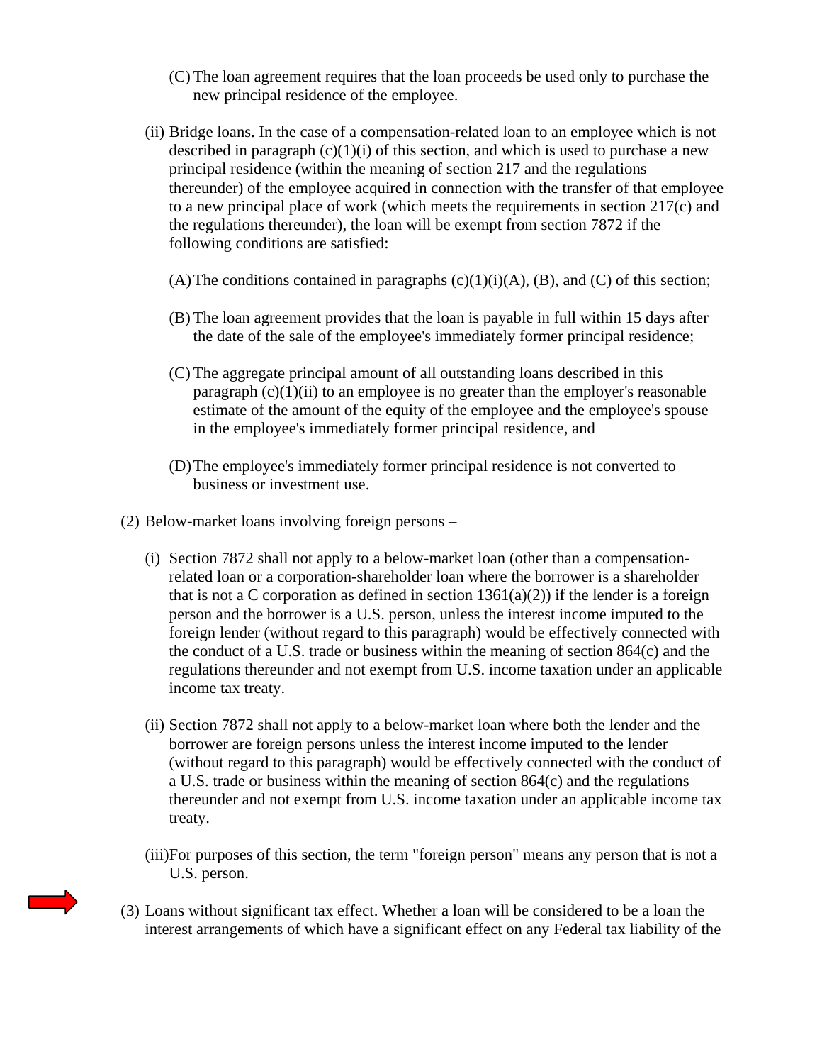(C) The loan agreement requires that the loan proceeds be used only to purchase the new principal residence of the employee.

(ii) Bridge loans. In the case of a compensation-related loan to an employee which is not described in paragraph (c)(1)(i) of this section, and which is used to purchase a new principal residence (within the meaning of section 217 and the regulations thereunder) of the employee acquired in connection with the transfer of that employee to a new principal place of work (which meets the requirements in section 217(c) and the regulations thereunder), the loan will be exempt from section 7872 if the following conditions are satisfied:

(A) The conditions contained in paragraphs (c)(1)(i)(A), (B), and (C) of this section;

(B) The loan agreement provides that the loan is payable in full within 15 days after the date of the sale of the employee's immediately former principal residence;

(C) The aggregate principal amount of all outstanding loans described in this paragraph (c)(1)(ii) to an employee is no greater than the employer's reasonable estimate of the amount of the equity of the employee and the employee's spouse in the employee's immediately former principal residence, and

(D) The employee's immediately former principal residence is not converted to business or investment use.

(2) Below-market loans involving foreign persons –

(i) Section 7872 shall not apply to a below-market loan (other than a compensation-related loan or a corporation-shareholder loan where the borrower is a shareholder that is not a C corporation as defined in section 1361(a)(2)) if the lender is a foreign person and the borrower is a U.S. person, unless the interest income imputed to the foreign lender (without regard to this paragraph) would be effectively connected with the conduct of a U.S. trade or business within the meaning of section 864(c) and the regulations thereunder and not exempt from U.S. income taxation under an applicable income tax treaty.

(ii) Section 7872 shall not apply to a below-market loan where both the lender and the borrower are foreign persons unless the interest income imputed to the lender (without regard to this paragraph) would be effectively connected with the conduct of a U.S. trade or business within the meaning of section 864(c) and the regulations thereunder and not exempt from U.S. income taxation under an applicable income tax treaty.

(iii) For purposes of this section, the term "foreign person" means any person that is not a U.S. person.

(3) Loans without significant tax effect. Whether a loan will be considered to be a loan the interest arrangements of which have a significant effect on any Federal tax liability of the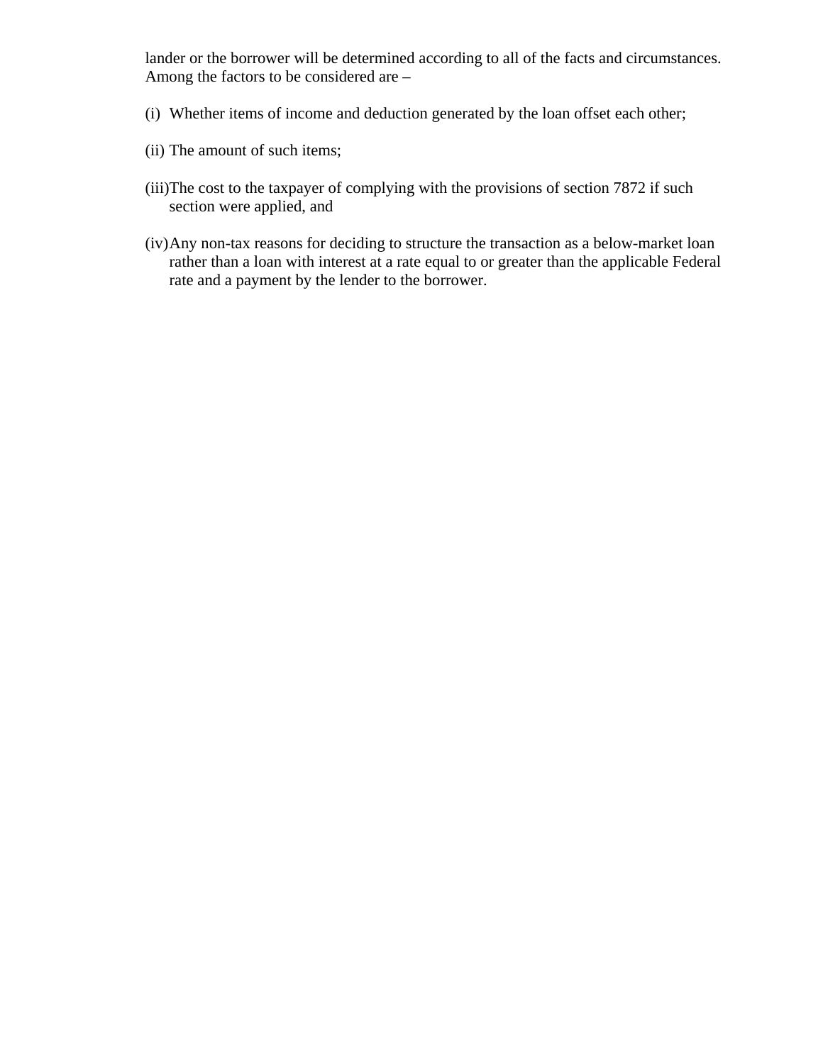lander or the borrower will be determined according to all of the facts and circumstances. Among the factors to be considered are –

(i) Whether items of income and deduction generated by the loan offset each other;

(ii) The amount of such items;

(iii) The cost to the taxpayer of complying with the provisions of section 7872 if such section were applied, and

(iv) Any non-tax reasons for deciding to structure the transaction as a below-market loan rather than a loan with interest at a rate equal to or greater than the applicable Federal rate and a payment by the lender to the borrower.